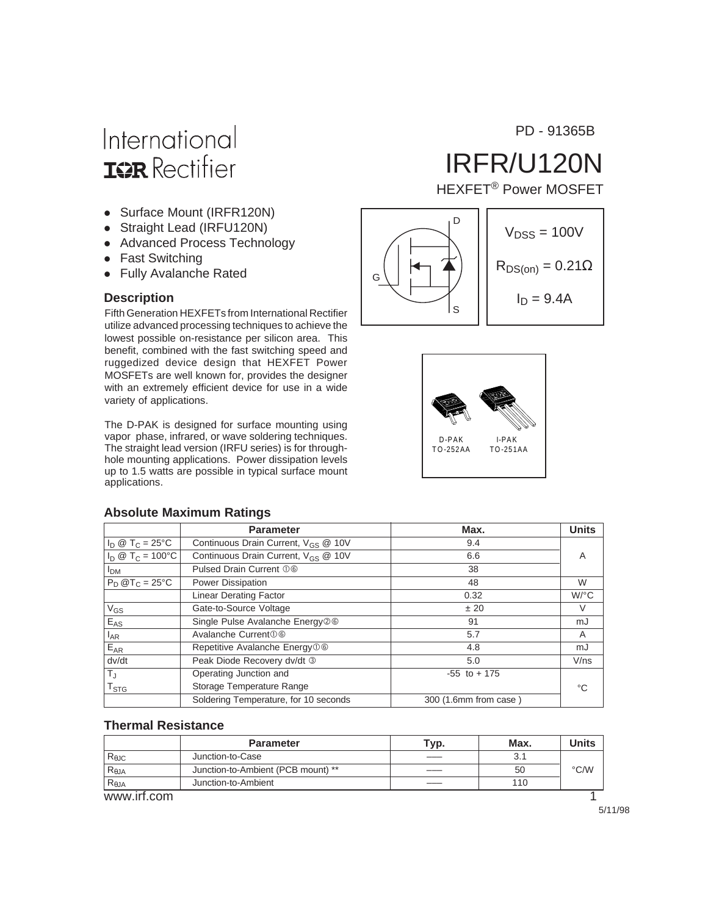PD - 91365B

International IOR Rectifier

# IRFR/U120N

HEXFET® Power MOSFET

- Surface Mount (IRFR120N)
- Straight Lead (IRFU120N)
- Advanced Process Technology
- Fast Switching
- Fully Avalanche Rated

$V_{DSS}$ = 100V

$R_{DS(on)}$ = 0.21Ω

$I_D$ = 9.4A

### Description

Fifth Generation HEXFETs from International Rectifier utilize advanced processing techniques to achieve the lowest possible on-resistance per silicon area. This benefit, combined with the fast switching speed and ruggedized device design that HEXFET Power MOSFETs are well known for, provides the designer with an extremely efficient device for use in a wide variety of applications.

The D-PAK is designed for surface mounting using vapor phase, infrared, or wave soldering techniques. The straight lead version (IRFU series) is for through-hole mounting applications. Power dissipation levels up to 1.5 watts are possible in typical surface mount applications.

D-PAK TO-252AA    I-PAK TO-251AA

### Absolute Maximum Ratings

| | Parameter | Max. | Units |
|---|---|---|---|
| $I_D$ @ $T_C$ = 25°C | Continuous Drain Current, $V_{GS}$ @ 10V | 9.4 | A |
| $I_D$ @ $T_C$ = 100°C | Continuous Drain Current, $V_{GS}$ @ 10V | 6.6 | |
| $I_{DM}$ | Pulsed Drain Current ①⑥ | 38 | |
| $P_D$ @$T_C$ = 25°C | Power Dissipation | 48 | W |
| | Linear Derating Factor | 0.32 | W/°C |
| $V_{GS}$ | Gate-to-Source Voltage | ± 20 | V |
| $E_{AS}$ | Single Pulse Avalanche Energy②⑥ | 91 | mJ |
| $I_{AR}$ | Avalanche Current①⑥ | 5.7 | A |
| $E_{AR}$ | Repetitive Avalanche Energy①⑥ | 4.8 | mJ |
| dv/dt | Peak Diode Recovery dv/dt ③ | 5.0 | V/ns |
| $T_J$ | Operating Junction and | -55 to + 175 | °C |
| $T_{STG}$ | Storage Temperature Range | | |
| | Soldering Temperature, for 10 seconds | 300 (1.6mm from case ) | |

### Thermal Resistance

| | Parameter | Typ. | Max. | Units |
|---|---|---|---|---|
| $R_{θJC}$ | Junction-to-Case | —— | 3.1 | °C/W |
| $R_{θJA}$ | Junction-to-Ambient (PCB mount) ** | —— | 50 | |
| $R_{θJA}$ | Junction-to-Ambient | —— | 110 | |

www.irf.com

5/11/98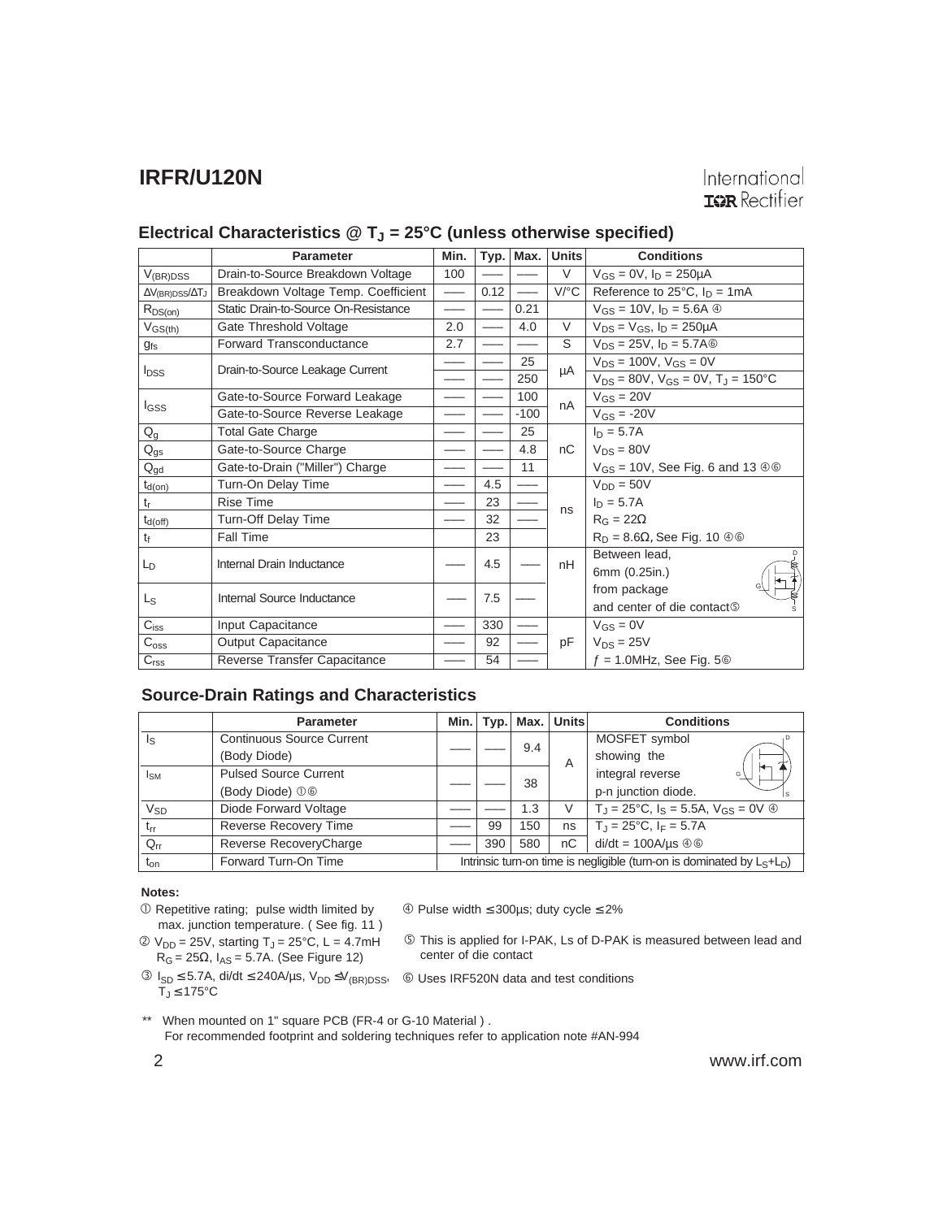## Electrical Characteristics @ $T_J$ = 25°C (unless otherwise specified)

| | Parameter | Min. | Typ. | Max. | Units | Conditions |
|---|---|---|---|---|---|---|
| $V_{(BR)DSS}$ | Drain-to-Source Breakdown Voltage | 100 | —— | —— | V | $V_{GS}$ = 0V, $I_D$ = 250μA |
| $\Delta V_{(BR)DSS}/\Delta T_J$ | Breakdown Voltage Temp. Coefficient | —— | 0.12 | —— | V/°C | Reference to 25°C, $I_D$ = 1mA |
| $R_{DS(on)}$ | Static Drain-to-Source On-Resistance | —— | —— | 0.21 | | $V_{GS}$ = 10V, $I_D$ = 5.6A ④ |
| $V_{GS(th)}$ | Gate Threshold Voltage | 2.0 | —— | 4.0 | V | $V_{DS}$ = $V_{GS}$, $I_D$ = 250μA |
| $g_{fs}$ | Forward Transconductance | 2.7 | —— | —— | S | $V_{DS}$ = 25V, $I_D$ = 5.7A⑥ |
| $I_{DSS}$ | Drain-to-Source Leakage Current | —— | —— | 25 | μA | $V_{DS}$ = 100V, $V_{GS}$ = 0V |
| | | —— | —— | 250 | | $V_{DS}$ = 80V, $V_{GS}$ = 0V, $T_J$ = 150°C |
| $I_{GSS}$ | Gate-to-Source Forward Leakage | —— | —— | 100 | nA | $V_{GS}$ = 20V |
| | Gate-to-Source Reverse Leakage | —— | —— | -100 | | $V_{GS}$ = -20V |
| $Q_g$ | Total Gate Charge | —— | —— | 25 | nC | $I_D$ = 5.7A |
| $Q_{gs}$ | Gate-to-Source Charge | —— | —— | 4.8 | | $V_{DS}$ = 80V |
| $Q_{gd}$ | Gate-to-Drain ("Miller") Charge | —— | —— | 11 | | $V_{GS}$ = 10V, See Fig. 6 and 13 ④⑥ |
| $t_{d(on)}$ | Turn-On Delay Time | —— | 4.5 | —— | ns | $V_{DD}$ = 50V |
| $t_r$ | Rise Time | —— | 23 | —— | | $I_D$ = 5.7A |
| $t_{d(off)}$ | Turn-Off Delay Time | —— | 32 | —— | | $R_G$ = 22Ω |
| $t_f$ | Fall Time | | 23 | | | $R_D$ = 8.6Ω, See Fig. 10 ④⑥ |
| $L_D$ | Internal Drain Inductance | —— | 4.5 | —— | nH | Between lead, 6mm (0.25in.) |
| $L_S$ | Internal Source Inductance | —— | 7.5 | —— | | from package and center of die contact⑤ |
| $C_{iss}$ | Input Capacitance | —— | 330 | —— | pF | $V_{GS}$ = 0V |
| $C_{oss}$ | Output Capacitance | —— | 92 | —— | | $V_{DS}$ = 25V |
| $C_{rss}$ | Reverse Transfer Capacitance | —— | 54 | —— | | $f$ = 1.0MHz, See Fig. 5⑥ |

## Source-Drain Ratings and Characteristics

| | Parameter | Min. | Typ. | Max. | Units | Conditions |
|---|---|---|---|---|---|---|
| $I_S$ | Continuous Source Current (Body Diode) | —— | —— | 9.4 | A | MOSFET symbol showing the |
| $I_{SM}$ | Pulsed Source Current (Body Diode) ①⑥ | —— | —— | 38 | | integral reverse p-n junction diode. |
| $V_{SD}$ | Diode Forward Voltage | —— | —— | 1.3 | V | $T_J$ = 25°C, $I_S$ = 5.5A, $V_{GS}$ = 0V ④ |
| $t_{rr}$ | Reverse Recovery Time | —— | 99 | 150 | ns | $T_J$ = 25°C, $I_F$ = 5.7A |
| $Q_{rr}$ | Reverse RecoveryCharge | —— | 390 | 580 | nC | di/dt = 100A/μs ④⑥ |
| $t_{on}$ | Forward Turn-On Time | Intrinsic turn-on time is negligible (turn-on is dominated by $L_S$+$L_D$) | | | | |

**Notes:**

① Repetitive rating; pulse width limited by max. junction temperature. ( See fig. 11 )

② $V_{DD}$ = 25V, starting $T_J$ = 25°C, L = 4.7mH $R_G$ = 25Ω, $I_{AS}$ = 5.7A. (See Figure 12)

③ $I_{SD}$ ≤ 5.7A, di/dt ≤ 240A/μs, $V_{DD}$ ≤ $V_{(BR)DSS}$, $T_J$ ≤ 175°C

④ Pulse width ≤ 300μs; duty cycle ≤ 2%

⑤ This is applied for I-PAK, Ls of D-PAK is measured between lead and center of die contact

⑥ Uses IRF520N data and test conditions

** When mounted on 1" square PCB (FR-4 or G-10 Material ).
For recommended footprint and soldering techniques refer to application note #AN-994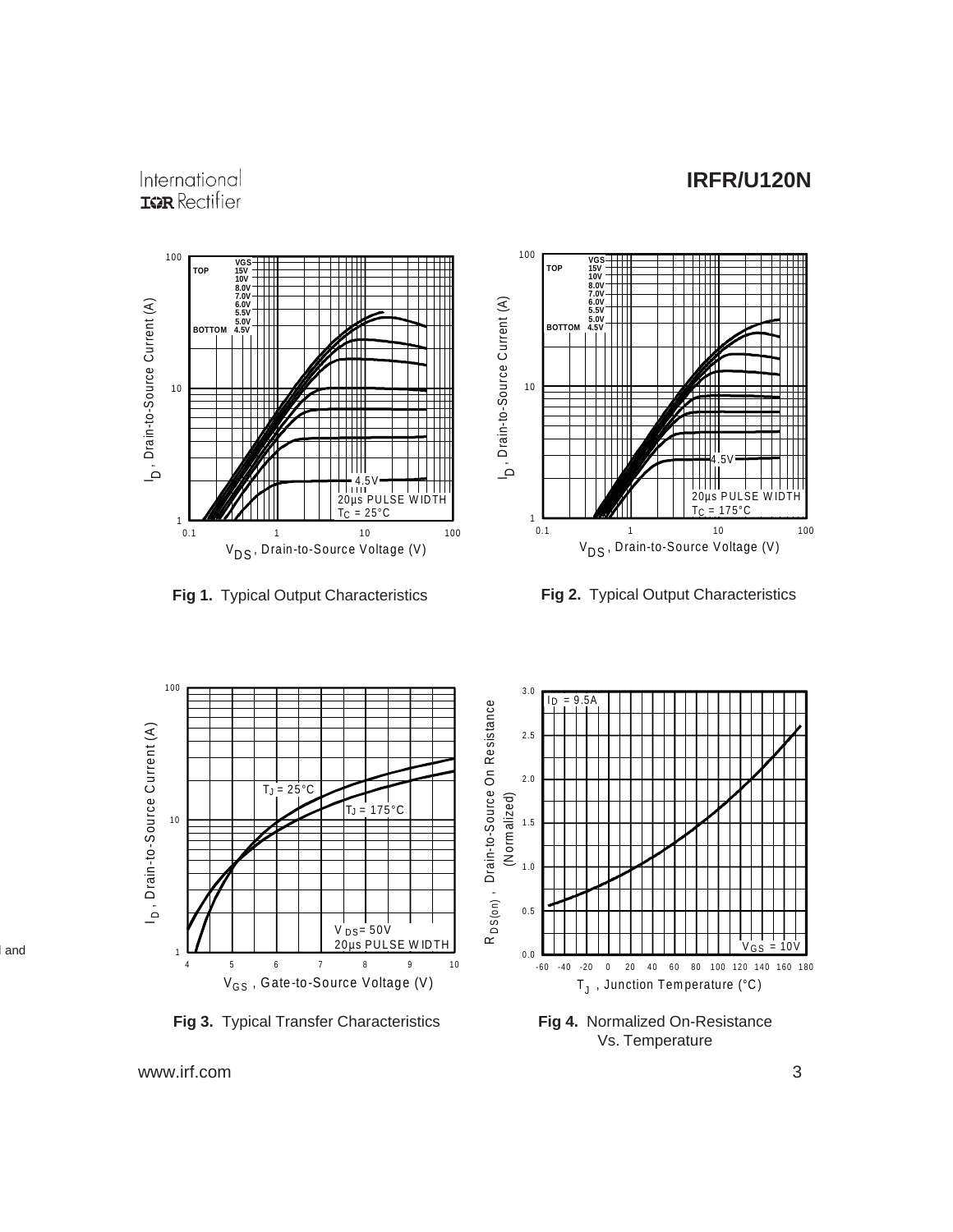**Fig 1.** Typical Output Characteristics

**Fig 2.** Typical Output Characteristics

**Fig 3.** Typical Transfer Characteristics

**Fig 4.** Normalized On-Resistance Vs. Temperature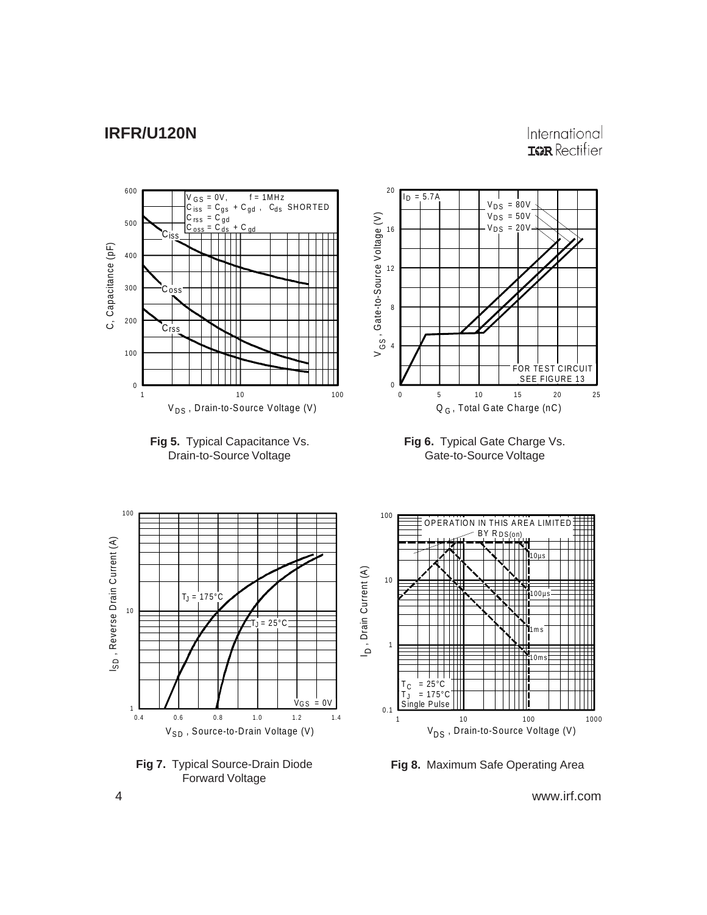**Fig 5.** Typical Capacitance Vs. Drain-to-Source Voltage

**Fig 6.** Typical Gate Charge Vs. Gate-to-Source Voltage

**Fig 7.** Typical Source-Drain Diode Forward Voltage

**Fig 8.** Maximum Safe Operating Area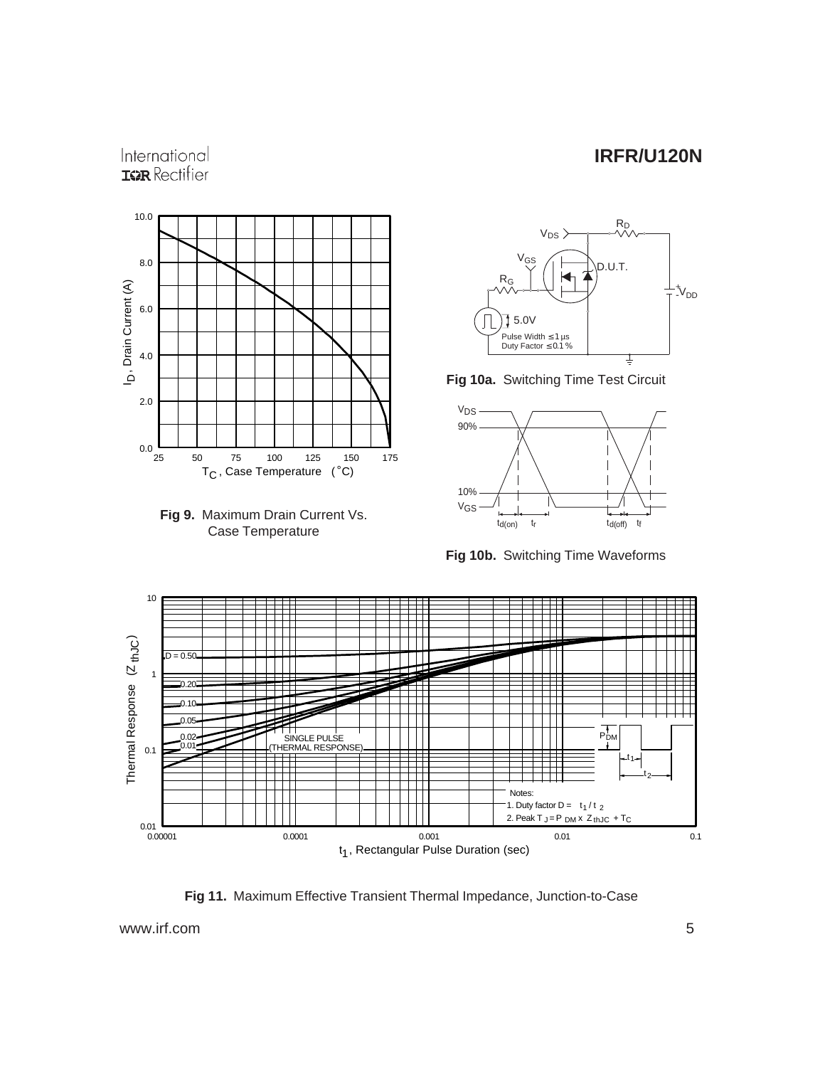**Fig 9.** Maximum Drain Current Vs. Case Temperature

**Fig 10a.** Switching Time Test Circuit

**Fig 10b.** Switching Time Waveforms

**Fig 11.** Maximum Effective Transient Thermal Impedance, Junction-to-Case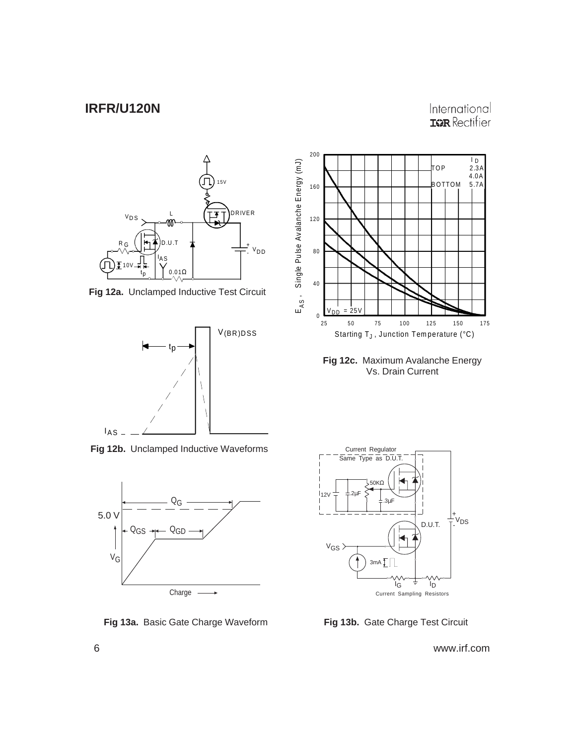**Fig 12a.** Unclamped Inductive Test Circuit

**Fig 12b.** Unclamped Inductive Waveforms

**Fig 12c.** Maximum Avalanche Energy Vs. Drain Current

**Fig 13a.** Basic Gate Charge Waveform

**Fig 13b.** Gate Charge Test Circuit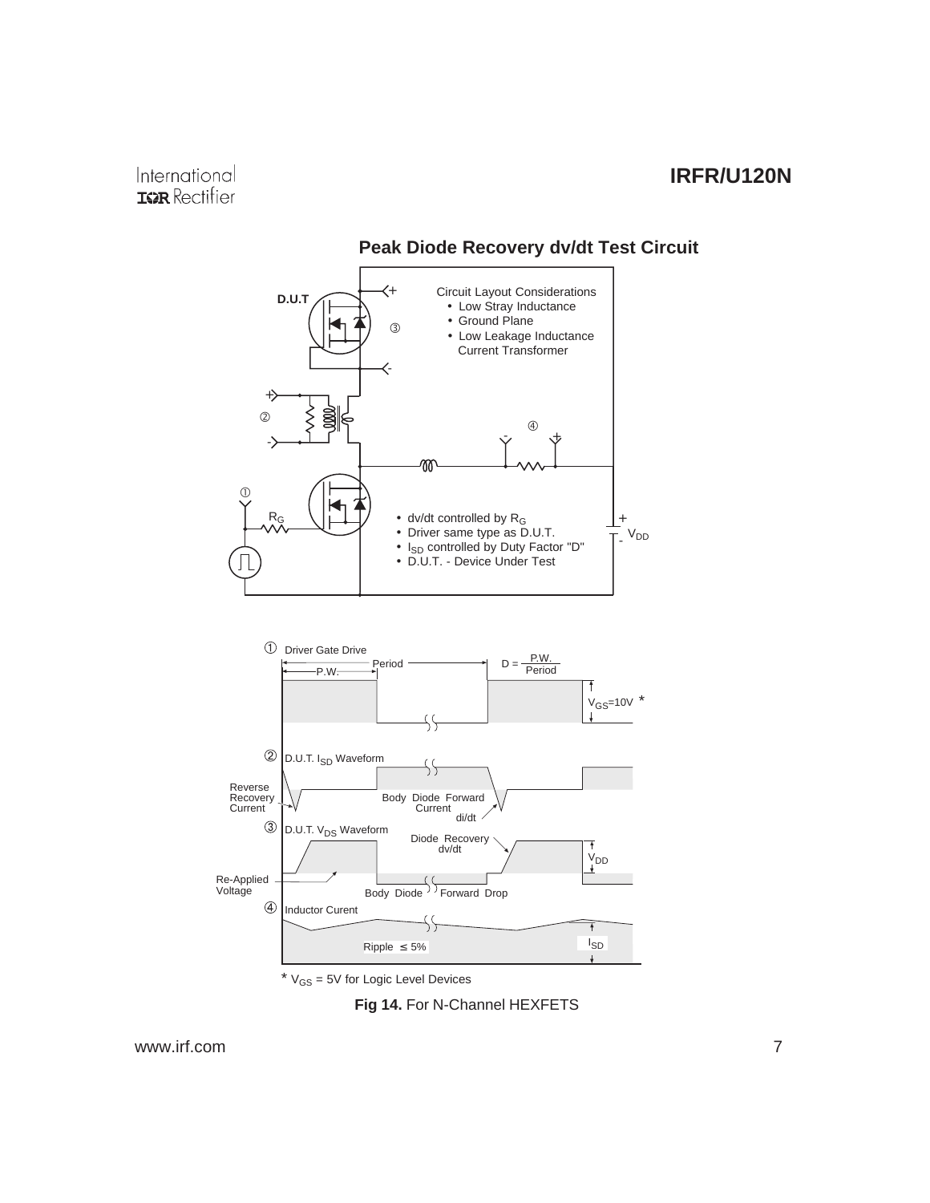## Peak Diode Recovery dv/dt Test Circuit

D.U.T

Circuit Layout Considerations
- Low Stray Inductance
- Ground Plane
- Low Leakage Inductance Current Transformer

- dv/dt controlled by $R_G$
- Driver same type as D.U.T.
- $I_{SD}$ controlled by Duty Factor "D"
- D.U.T. - Device Under Test

① Driver Gate Drive — Period, P.W., $D = \frac{P.W.}{Period}$, $V_{GS}$=10V *

② D.U.T. $I_{SD}$ Waveform — Reverse Recovery Current, Body Diode Forward Current, di/dt

③ D.U.T. $V_{DS}$ Waveform — Diode Recovery dv/dt, $V_{DD}$, Re-Applied Voltage, Body Diode Forward Drop

④ Inductor Curent — Ripple ≤ 5%, $I_{SD}$

* $V_{GS}$ = 5V for Logic Level Devices

**Fig 14.** For N-Channel HEXFETS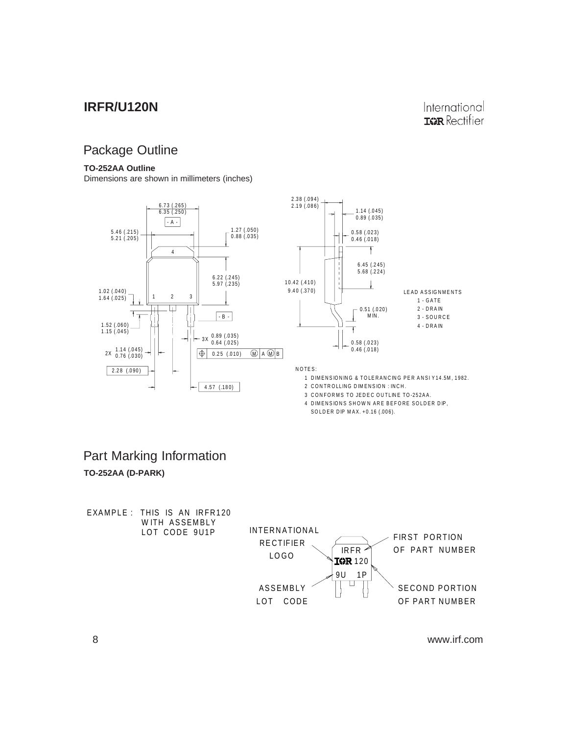# Package Outline

**TO-252AA Outline**
Dimensions are shown in millimeters (inches)

6.73 (.265)
6.35 (.250)

- A -

5.46 (.215)
5.21 (.205)

1.27 (.050)
0.88 (.035)

4

6.22 (.245)
5.97 (.235)

1.02 (.040)
1.64 (.025)

1 2 3

- B -

1.52 (.060)
1.15 (.045)

3X 0.89 (.035)
0.64 (.025)

2X 1.14 (.045)
0.76 (.030)

0.25 (.010) M A M B

2.28 (.090)

4.57 (.180)

2.38 (.094)
2.19 (.086)

1.14 (.045)
0.89 (.035)

0.58 (.023)
0.46 (.018)

6.45 (.245)
5.68 (.224)

10.42 (.410)
9.40 (.370)

0.51 (.020)
MIN.

0.58 (.023)
0.46 (.018)

LEAD ASSIGNMENTS
1 - GATE
2 - DRAIN
3 - SOURCE
4 - DRAIN

NOTES:
1 DIMENSIONING & TOLERANCING PER ANSI Y14.5M, 1982.
2 CONTROLLING DIMENSION : INCH.
3 CONFORMS TO JEDEC OUTLINE TO-252AA.
4 DIMENSIONS SHOWN ARE BEFORE SOLDER DIP, SOLDER DIP MAX. +0.16 (.006).

# Part Marking Information

**TO-252AA (D-PARK)**

EXAMPLE : THIS IS AN IRFR120 WITH ASSEMBLY LOT CODE 9U1P

INTERNATIONAL RECTIFIER LOGO

IRFR
IOR 120
9U 1P

FIRST PORTION OF PART NUMBER

ASSEMBLY LOT CODE

SECOND PORTION OF PART NUMBER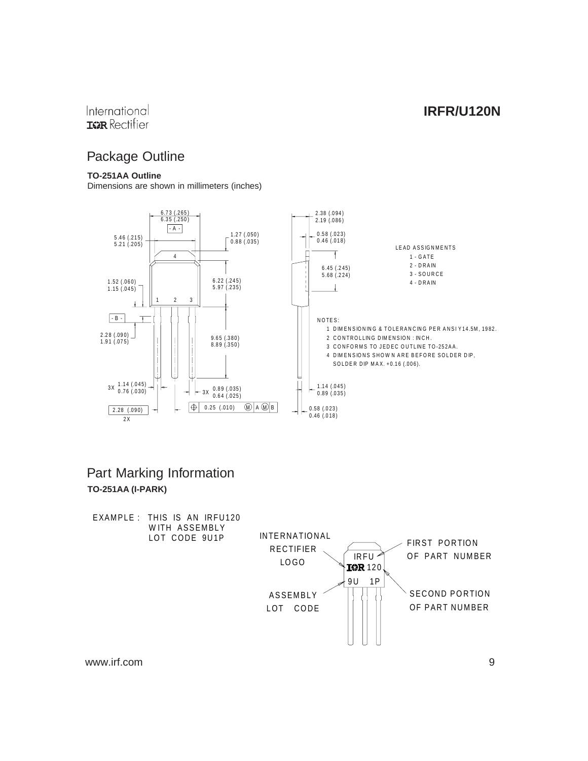# Package Outline

**TO-251AA Outline**

Dimensions are shown in millimeters (inches)

LEAD ASSIGNMENTS

1 - GATE
2 - DRAIN
3 - SOURCE
4 - DRAIN

NOTES:

1 DIMENSIONING & TOLERANCING PER ANSI Y14.5M, 1982.
2 CONTROLLING DIMENSION : INCH.
3 CONFORMS TO JEDEC OUTLINE TO-252AA.
4 DIMENSIONS SHOWN ARE BEFORE SOLDER DIP, SOLDER DIP MAX. +0.16 (.006).

# Part Marking Information

**TO-251AA (I-PARK)**

EXAMPLE : THIS IS AN IRFU120 WITH ASSEMBLY LOT CODE 9U1P

INTERNATIONAL RECTIFIER LOGO

ASSEMBLY LOT CODE

FIRST PORTION OF PART NUMBER

SECOND PORTION OF PART NUMBER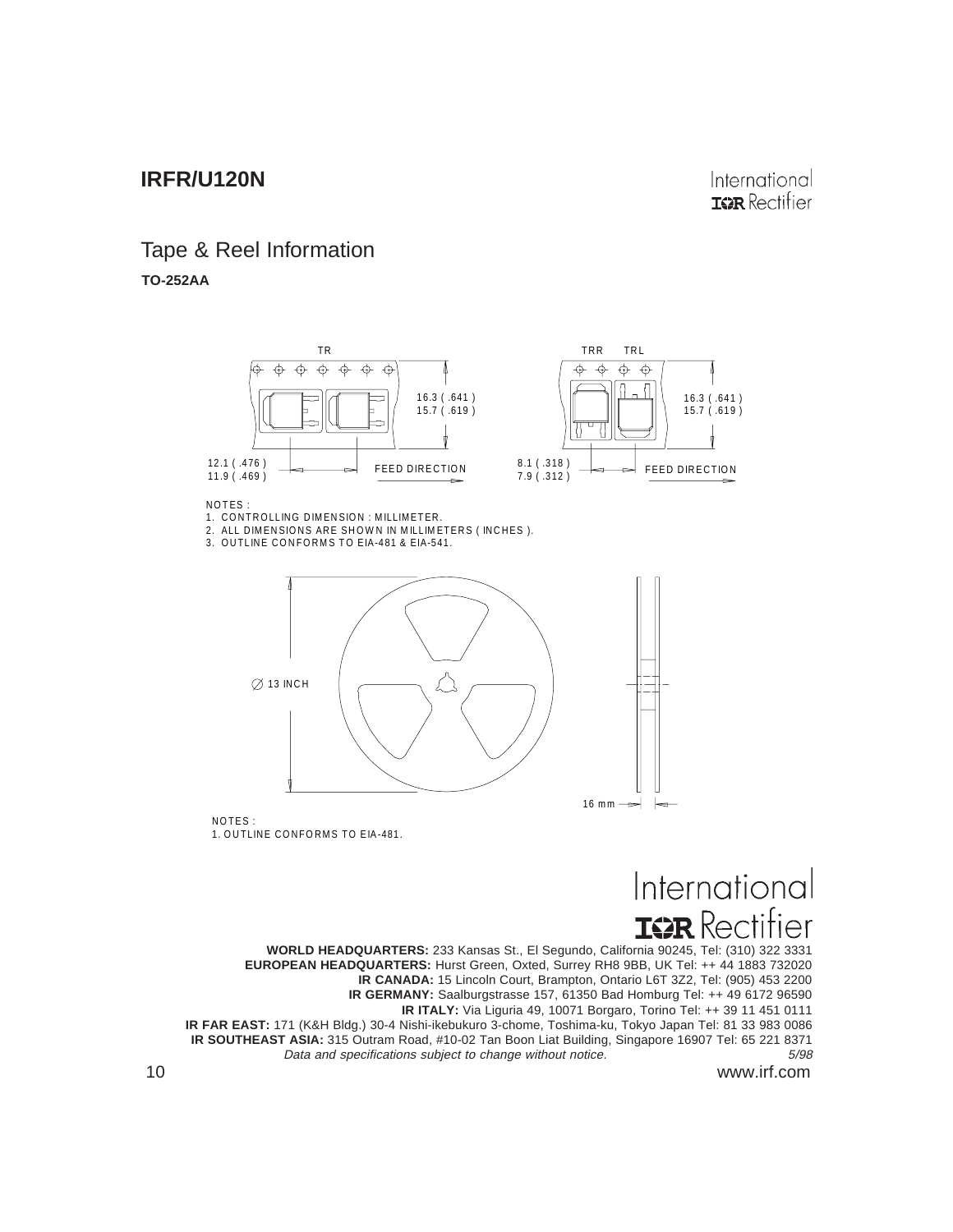## Tape & Reel Information

**TO-252AA**

TR

16.3 ( .641 )
15.7 ( .619 )

12.1 ( .476 )
11.9 ( .469 )

FEED DIRECTION

TRR TRL

16.3 ( .641 )
15.7 ( .619 )

8.1 ( .318 )
7.9 ( .312 )

FEED DIRECTION

NOTES :
1. CONTROLLING DIMENSION : MILLIMETER.
2. ALL DIMENSIONS ARE SHOWN IN MILLIMETERS ( INCHES ).
3. OUTLINE CONFORMS TO EIA-481 & EIA-541.

∅ 13 INCH

16 mm

NOTES :
1. OUTLINE CONFORMS TO EIA-481.

International
IOR Rectifier

**WORLD HEADQUARTERS:** 233 Kansas St., El Segundo, California 90245, Tel: (310) 322 3331
**EUROPEAN HEADQUARTERS:** Hurst Green, Oxted, Surrey RH8 9BB, UK Tel: ++ 44 1883 732020
**IR CANADA:** 15 Lincoln Court, Brampton, Ontario L6T 3Z2, Tel: (905) 453 2200
**IR GERMANY:** Saalburgstrasse 157, 61350 Bad Homburg Tel: ++ 49 6172 96590
**IR ITALY:** Via Liguria 49, 10071 Borgaro, Torino Tel: ++ 39 11 451 0111
**IR FAR EAST:** 171 (K&H Bldg.) 30-4 Nishi-ikebukuro 3-chome, Toshima-ku, Tokyo Japan Tel: 81 33 983 0086
**IR SOUTHEAST ASIA:** 315 Outram Road, #10-02 Tan Boon Liat Building, Singapore 16907 Tel: 65 221 8371

*Data and specifications subject to change without notice.* *5/98*